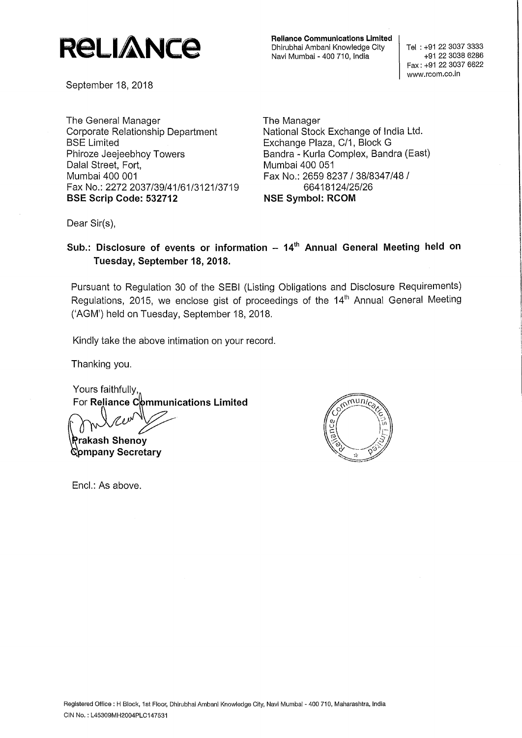**RELIANCE**

**Reliance Communications Limited**
Dhirubhai Ambani Knowledge City
Navi Mumbai - 400 710, India

Tel : +91 22 3037 3333
+91 22 3038 6286
Fax : +91 22 3037 6622
www.rcom.co.in

September 18, 2018

The General Manager
Corporate Relationship Department
BSE Limited
Phiroze Jeejeebhoy Towers
Dalal Street, Fort,
Mumbai 400 001
Fax No.: 2272 2037/39/41/61/3121/3719
**BSE Scrip Code: 532712**

The Manager
National Stock Exchange of India Ltd.
Exchange Plaza, C/1, Block G
Bandra - Kurla Complex, Bandra (East)
Mumbai 400 051
Fax No.: 2659 8237 / 38/8347/48 / 66418124/25/26
**NSE Symbol: RCOM**

Dear Sir(s),

**Sub.: Disclosure of events or information – 14th Annual General Meeting held on Tuesday, September 18, 2018.**

Pursuant to Regulation 30 of the SEBI (Listing Obligations and Disclosure Requirements) Regulations, 2015, we enclose gist of proceedings of the 14th Annual General Meeting ('AGM') held on Tuesday, September 18, 2018.

Kindly take the above intimation on your record.

Thanking you.

Yours faithfully,
For **Reliance Communications Limited**

**Prakash Shenoy**
**Company Secretary**

Encl.: As above.

Registered Office : H Block, 1st Floor, Dhirubhai Ambani Knowledge City, Navi Mumbai - 400 710, Maharashtra, India
CIN No. : L45309MH2004PLC147531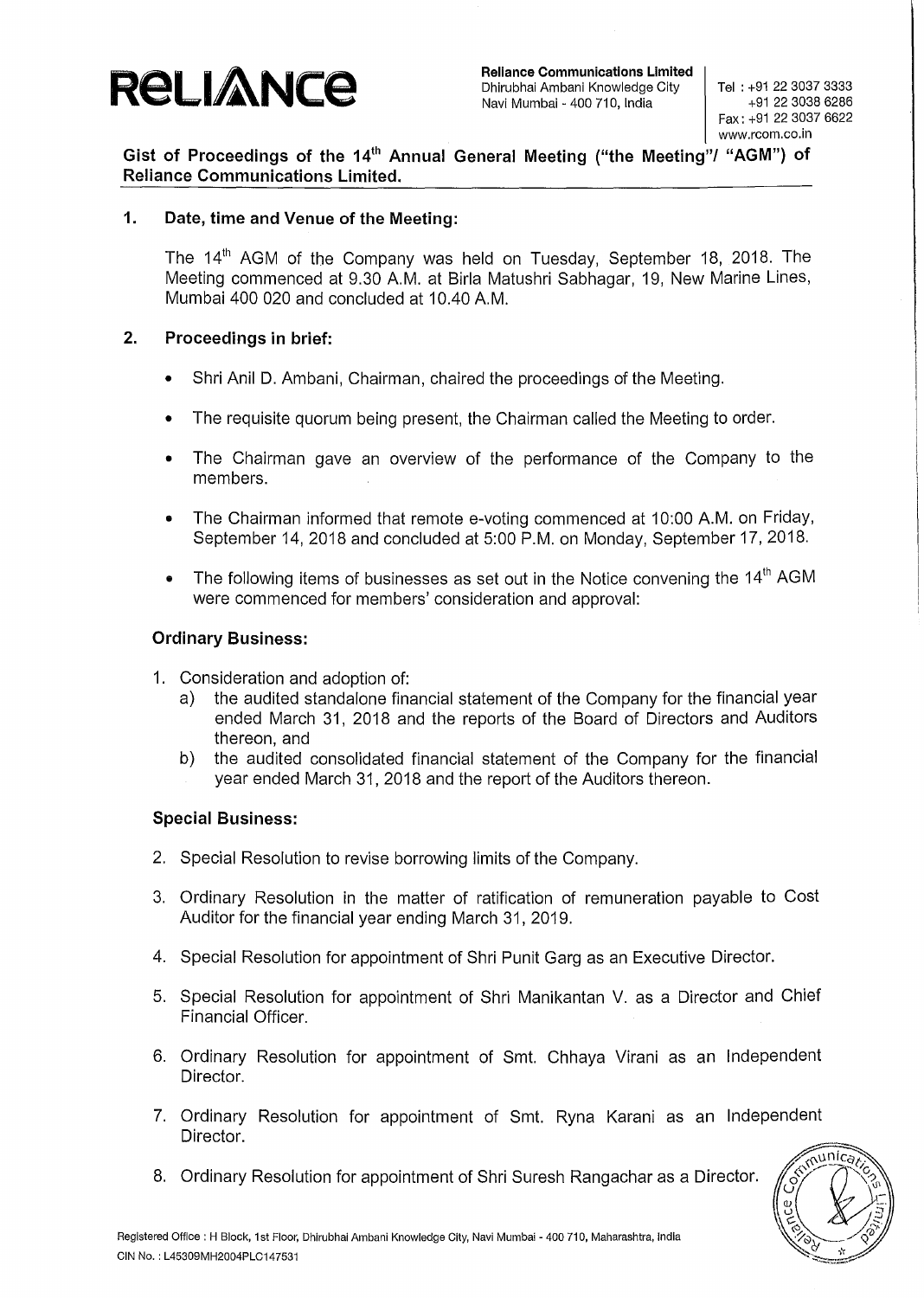**Reliance Communications Limited**
Dhirubhai Ambani Knowledge City
Navi Mumbai - 400 710, India

Tel : +91 22 3037 3333
+91 22 3038 6286
Fax : +91 22 3037 6622
www.rcom.co.in

## Gist of Proceedings of the 14th Annual General Meeting ("the Meeting"/ "AGM") of Reliance Communications Limited.

### 1. Date, time and Venue of the Meeting:

The 14th AGM of the Company was held on Tuesday, September 18, 2018. The Meeting commenced at 9.30 A.M. at Birla Matushri Sabhagar, 19, New Marine Lines, Mumbai 400 020 and concluded at 10.40 A.M.

### 2. Proceedings in brief:

- Shri Anil D. Ambani, Chairman, chaired the proceedings of the Meeting.
- The requisite quorum being present, the Chairman called the Meeting to order.
- The Chairman gave an overview of the performance of the Company to the members.
- The Chairman informed that remote e-voting commenced at 10:00 A.M. on Friday, September 14, 2018 and concluded at 5:00 P.M. on Monday, September 17, 2018.
- The following items of businesses as set out in the Notice convening the 14th AGM were commenced for members' consideration and approval:

**Ordinary Business:**

1. Consideration and adoption of:
   a) the audited standalone financial statement of the Company for the financial year ended March 31, 2018 and the reports of the Board of Directors and Auditors thereon, and
   b) the audited consolidated financial statement of the Company for the financial year ended March 31, 2018 and the report of the Auditors thereon.

**Special Business:**

2. Special Resolution to revise borrowing limits of the Company.
3. Ordinary Resolution in the matter of ratification of remuneration payable to Cost Auditor for the financial year ending March 31, 2019.
4. Special Resolution for appointment of Shri Punit Garg as an Executive Director.
5. Special Resolution for appointment of Shri Manikantan V. as a Director and Chief Financial Officer.
6. Ordinary Resolution for appointment of Smt. Chhaya Virani as an Independent Director.
7. Ordinary Resolution for appointment of Smt. Ryna Karani as an Independent Director.
8. Ordinary Resolution for appointment of Shri Suresh Rangachar as a Director.

Registered Office : H Block, 1st Floor, Dhirubhai Ambani Knowledge City, Navi Mumbai - 400 710, Maharashtra, India
CIN No. : L45309MH2004PLC147531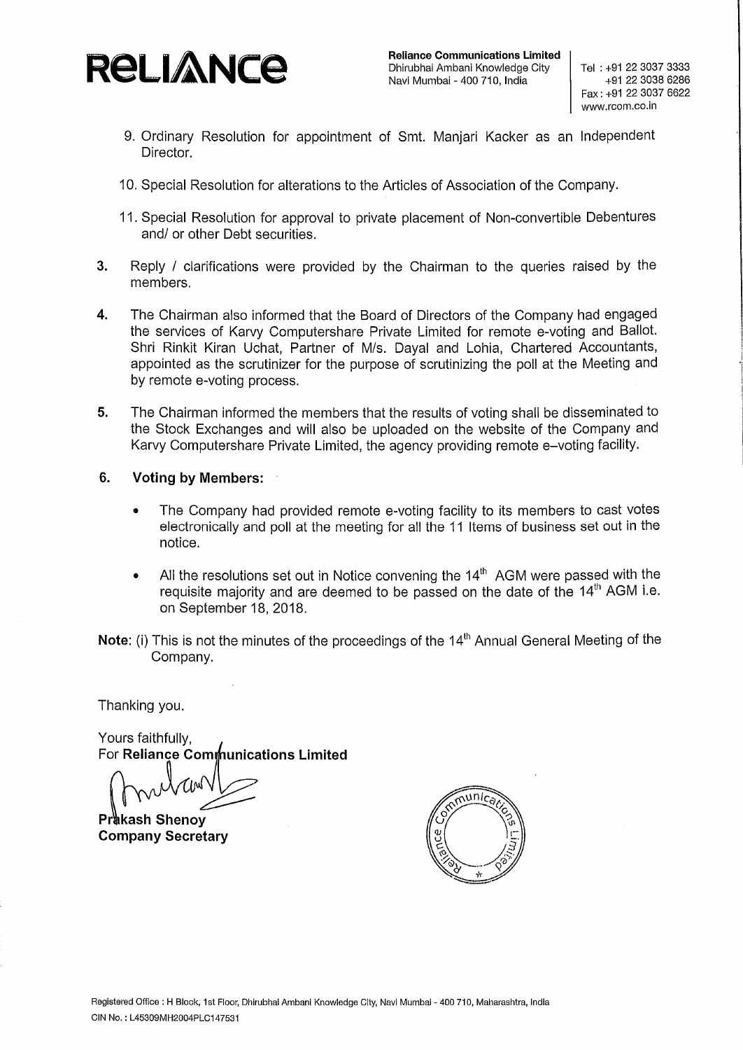9. Ordinary Resolution for appointment of Smt. Manjari Kacker as an Independent Director.

10. Special Resolution for alterations to the Articles of Association of the Company.

11. Special Resolution for approval to private placement of Non-convertible Debentures and/ or other Debt securities.

**3.** Reply / clarifications were provided by the Chairman to the queries raised by the members.

**4.** The Chairman also informed that the Board of Directors of the Company had engaged the services of Karvy Computershare Private Limited for remote e-voting and Ballot. Shri Rinkit Kiran Uchat, Partner of M/s. Dayal and Lohia, Chartered Accountants, appointed as the scrutinizer for the purpose of scrutinizing the poll at the Meeting and by remote e-voting process.

**5.** The Chairman informed the members that the results of voting shall be disseminated to the Stock Exchanges and will also be uploaded on the website of the Company and Karvy Computershare Private Limited, the agency providing remote e–voting facility.

**6. Voting by Members:**

- The Company had provided remote e-voting facility to its members to cast votes electronically and poll at the meeting for all the 11 Items of business set out in the notice.
- All the resolutions set out in Notice convening the 14th AGM were passed with the requisite majority and are deemed to be passed on the date of the 14th AGM i.e. on September 18, 2018.

**Note**: (i) This is not the minutes of the proceedings of the 14th Annual General Meeting of the Company.

Thanking you.

Yours faithfully,
For **Reliance Communications Limited**

**Prakash Shenoy**
**Company Secretary**

Registered Office : H Block, 1st Floor, Dhirubhai Ambani Knowledge City, Navi Mumbai - 400 710, Maharashtra, India
CIN No. : L45309MH2004PLC147531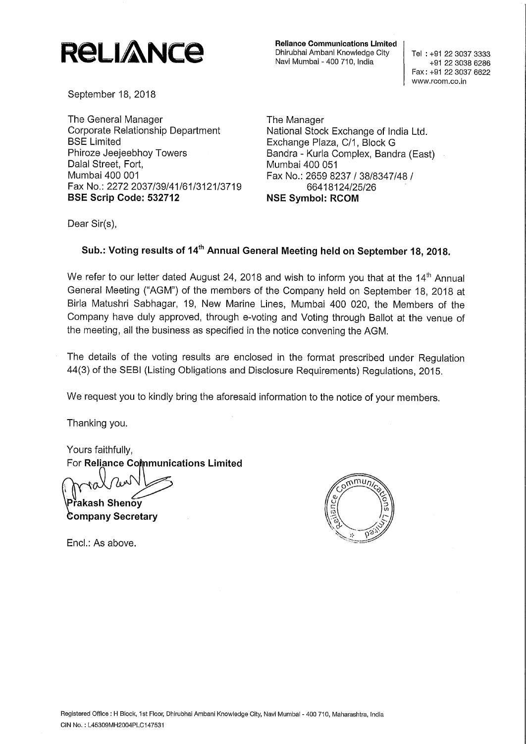**RELIANCE**

**Reliance Communications Limited**
Dhirubhai Ambani Knowledge City
Navi Mumbai - 400 710, India

Tel : +91 22 3037 3333
+91 22 3038 6286
Fax: +91 22 3037 6622
www.rcom.co.in

September 18, 2018

The General Manager
Corporate Relationship Department
BSE Limited
Phiroze Jeejeebhoy Towers
Dalal Street, Fort,
Mumbai 400 001
Fax No.: 2272 2037/39/41/61/3121/3719
**BSE Scrip Code: 532712**

The Manager
National Stock Exchange of India Ltd.
Exchange Plaza, C/1, Block G
Bandra - Kurla Complex, Bandra (East)
Mumbai 400 051
Fax No.: 2659 8237 / 38/8347/48 / 66418124/25/26
**NSE Symbol: RCOM**

Dear Sir(s),

**Sub.: Voting results of 14th Annual General Meeting held on September 18, 2018.**

We refer to our letter dated August 24, 2018 and wish to inform you that at the 14th Annual General Meeting ("AGM") of the members of the Company held on September 18, 2018 at Birla Matushri Sabhagar, 19, New Marine Lines, Mumbai 400 020, the Members of the Company have duly approved, through e-voting and Voting through Ballot at the venue of the meeting, all the business as specified in the notice convening the AGM.

The details of the voting results are enclosed in the format prescribed under Regulation 44(3) of the SEBI (Listing Obligations and Disclosure Requirements) Regulations, 2015.

We request you to kindly bring the aforesaid information to the notice of your members.

Thanking you.

Yours faithfully,
For **Reliance Communications Limited**

**Prakash Shenoy**
**Company Secretary**

Encl.: As above.

Registered Office : H Block, 1st Floor, Dhirubhai Ambani Knowledge City, Navi Mumbai - 400 710, Maharashtra, India
CIN No. : L45309MH2004PLC147531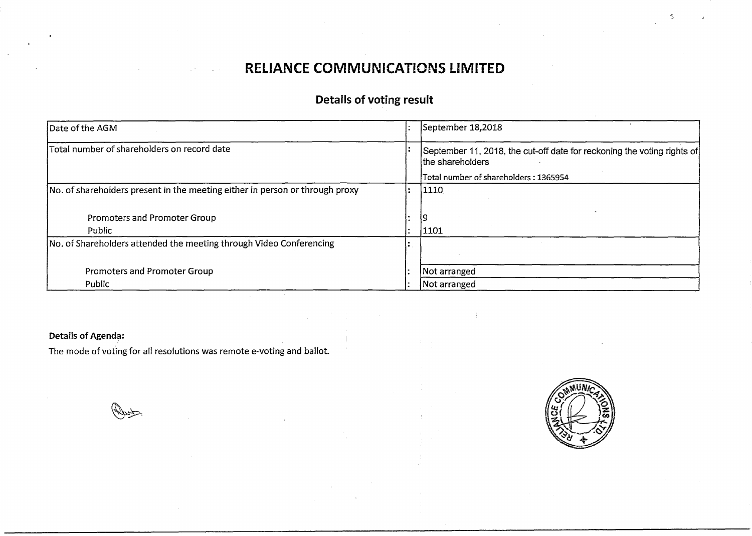# RELIANCE COMMUNICATIONS LIMITED

## Details of voting result

| | | |
|---|---|---|
| Date of the AGM | : | September 18,2018 |
| Total number of shareholders on record date | : | September 11, 2018, the cut-off date for reckoning the voting rights of the shareholders<br>Total number of shareholders : 1365954 |
| No. of shareholders present in the meeting either in person or through proxy | : | 1110 |
| Promoters and Promoter Group | : | 9 |
| Public | : | 1101 |
| No. of Shareholders attended the meeting through Video Conferencing | : | |
| Promoters and Promoter Group | : | Not arranged |
| Public | : | Not arranged |

**Details of Agenda:**

The mode of voting for all resolutions was remote e-voting and ballot.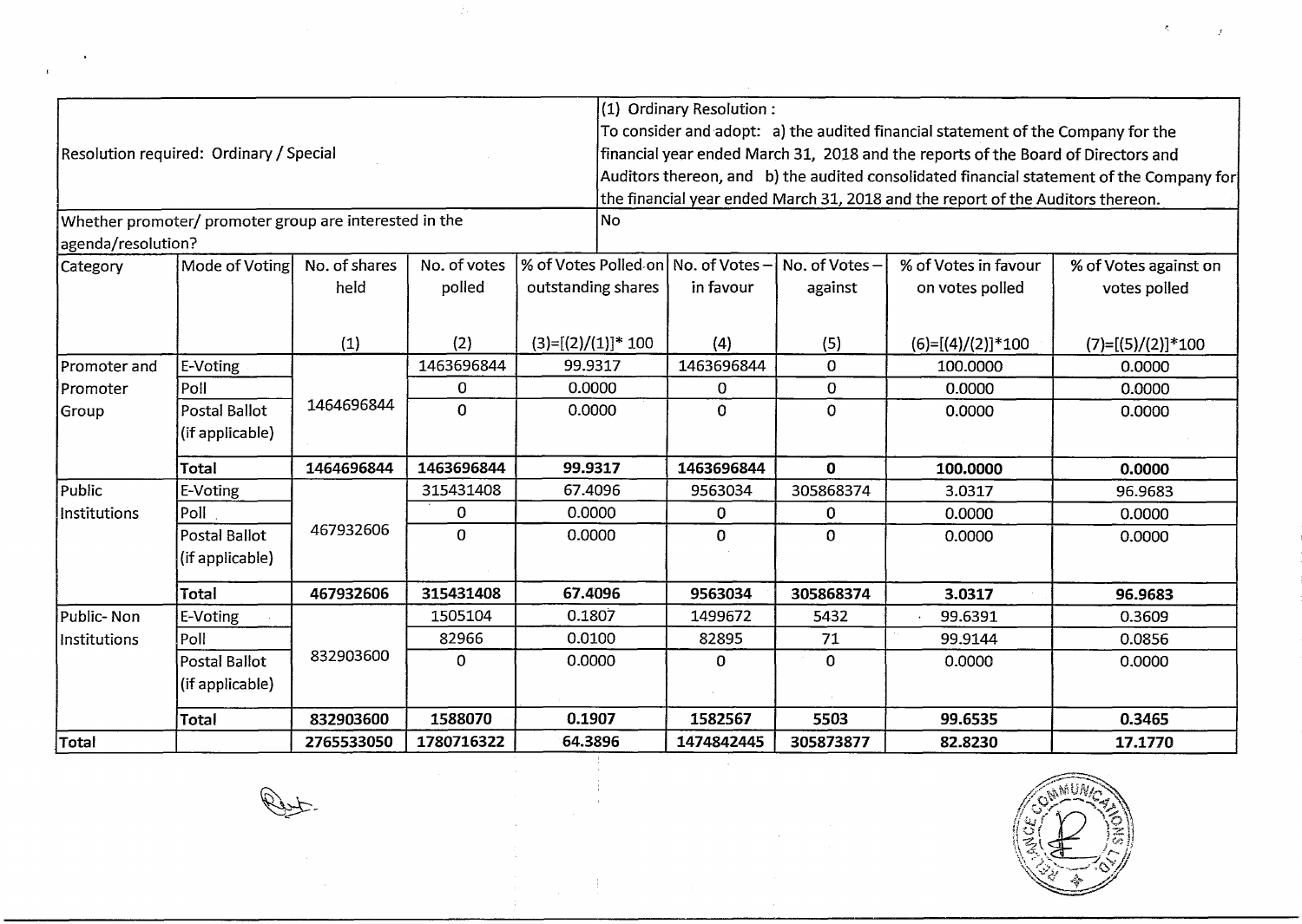| Resolution required: Ordinary / Special | | | | (1) Ordinary Resolution : To consider and adopt: a) the audited financial statement of the Company for the financial year ended March 31, 2018 and the reports of the Board of Directors and Auditors thereon, and b) the audited consolidated financial statement of the Company for the financial year ended March 31, 2018 and the report of the Auditors thereon. | | | | |
|---|---|---|---|---|---|---|---|---|
| Whether promoter/ promoter group are interested in the agenda/resolution? | | | | No | | | | |
| Category | Mode of Voting | No. of shares held (1) | No. of votes polled (2) | % of Votes Polled on outstanding shares (3)=[(2)/(1)]* 100 | No. of Votes – in favour (4) | No. of Votes – against (5) | % of Votes in favour on votes polled (6)=[(4)/(2)]*100 | % of Votes against on votes polled (7)=[(5)/(2)]*100 |
| Promoter and Promoter Group | E-Voting | 1464696844 | 1463696844 | 99.9317 | 1463696844 | 0 | 100.0000 | 0.0000 |
| | Poll | | 0 | 0.0000 | 0 | 0 | 0.0000 | 0.0000 |
| | Postal Ballot (if applicable) | | 0 | 0.0000 | 0 | 0 | 0.0000 | 0.0000 |
| | **Total** | **1464696844** | **1463696844** | **99.9317** | **1463696844** | **0** | **100.0000** | **0.0000** |
| Public Institutions | E-Voting | 467932606 | 315431408 | 67.4096 | 9563034 | 305868374 | 3.0317 | 96.9683 |
| | Poll | | 0 | 0.0000 | 0 | 0 | 0.0000 | 0.0000 |
| | Postal Ballot (if applicable) | | 0 | 0.0000 | 0 | 0 | 0.0000 | 0.0000 |
| | **Total** | **467932606** | **315431408** | **67.4096** | **9563034** | **305868374** | **3.0317** | **96.9683** |
| Public- Non Institutions | E-Voting | 832903600 | 1505104 | 0.1807 | 1499672 | 5432 | 99.6391 | 0.3609 |
| | Poll | | 82966 | 0.0100 | 82895 | 71 | 99.9144 | 0.0856 |
| | Postal Ballot (if applicable) | | 0 | 0.0000 | 0 | 0 | 0.0000 | 0.0000 |
| | **Total** | **832903600** | **1588070** | **0.1907** | **1582567** | **5503** | **99.6535** | **0.3465** |
| **Total** | | **2765533050** | **1780716322** | **64.3896** | **1474842445** | **305873877** | **82.8230** | **17.1770** |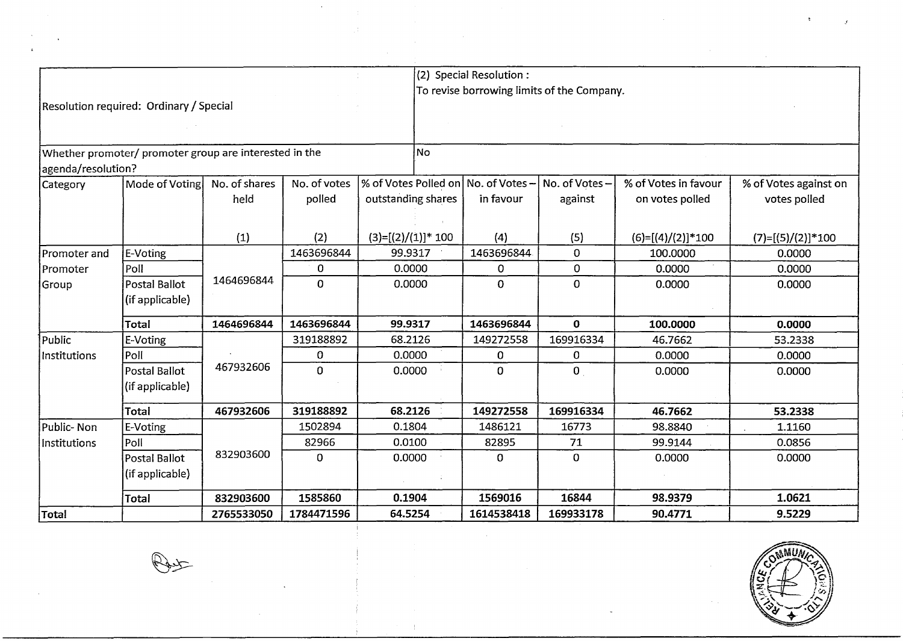| Resolution required: Ordinary / Special | | | | (2) Special Resolution : To revise borrowing limits of the Company. | | | | |
|---|---|---|---|---|---|---|---|---|
| Whether promoter/ promoter group are interested in the agenda/resolution? | | | | No | | | | |
| Category | Mode of Voting | No. of shares held (1) | No. of votes polled (2) | % of Votes Polled on outstanding shares (3)=[(2)/(1)]* 100 | No. of Votes – in favour (4) | No. of Votes – against (5) | % of Votes in favour on votes polled (6)=[(4)/(2)]*100 | % of Votes against on votes polled (7)=[(5)/(2)]*100 |
| Promoter and Promoter Group | E-Voting | 1464696844 | 1463696844 | 99.9317 | 1463696844 | 0 | 100.0000 | 0.0000 |
| | Poll | | 0 | 0.0000 | 0 | 0 | 0.0000 | 0.0000 |
| | Postal Ballot (if applicable) | | 0 | 0.0000 | 0 | 0 | 0.0000 | 0.0000 |
| | **Total** | **1464696844** | **1463696844** | **99.9317** | **1463696844** | **0** | **100.0000** | **0.0000** |
| Public Institutions | E-Voting | 467932606 | 319188892 | 68.2126 | 149272558 | 169916334 | 46.7662 | 53.2338 |
| | Poll | | 0 | 0.0000 | 0 | 0 | 0.0000 | 0.0000 |
| | Postal Ballot (if applicable) | | 0 | 0.0000 | 0 | 0 | 0.0000 | 0.0000 |
| | **Total** | **467932606** | **319188892** | **68.2126** | **149272558** | **169916334** | **46.7662** | **53.2338** |
| Public- Non Institutions | E-Voting | 832903600 | 1502894 | 0.1804 | 1486121 | 16773 | 98.8840 | 1.1160 |
| | Poll | | 82966 | 0.0100 | 82895 | 71 | 99.9144 | 0.0856 |
| | Postal Ballot (if applicable) | | 0 | 0.0000 | 0 | 0 | 0.0000 | 0.0000 |
| | **Total** | **832903600** | **1585860** | **0.1904** | **1569016** | **16844** | **98.9379** | **1.0621** |
| **Total** | | **2765533050** | **1784471596** | **64.5254** | **1614538418** | **169933178** | **90.4771** | **9.5229** |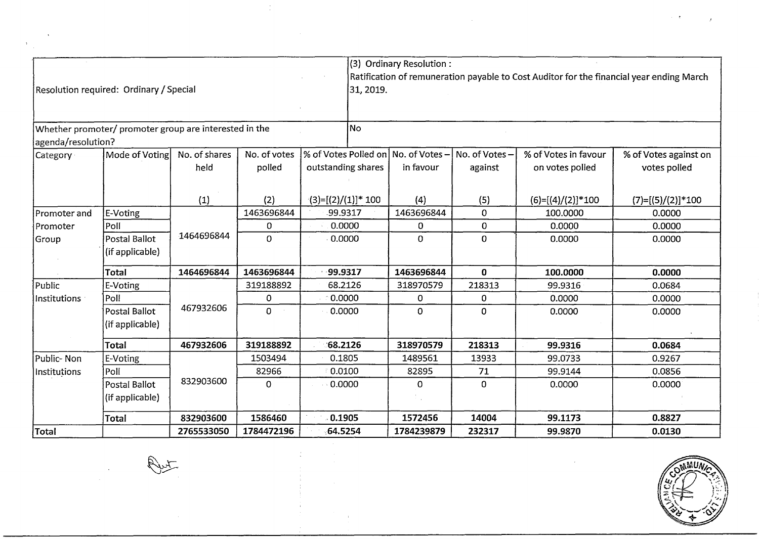| Resolution required: Ordinary / Special | | | | (3) Ordinary Resolution : Ratification of remuneration payable to Cost Auditor for the financial year ending March 31, 2019. | | | | |
|---|---|---|---|---|---|---|---|---|
| Whether promoter/ promoter group are interested in the agenda/resolution? | | | | No | | | | |
| Category | Mode of Voting | No. of shares held (1) | No. of votes polled (2) | % of Votes Polled on outstanding shares (3)=[(2)/(1)]* 100 | No. of Votes – in favour (4) | No. of Votes – against (5) | % of Votes in favour on votes polled (6)=[(4)/(2)]*100 | % of Votes against on votes polled (7)=[(5)/(2)]*100 |
| Promoter and Promoter Group | E-Voting | 1464696844 | 1463696844 | 99.9317 | 1463696844 | 0 | 100.0000 | 0.0000 |
| | Poll | | 0 | 0.0000 | 0 | 0 | 0.0000 | 0.0000 |
| | Postal Ballot (if applicable) | | 0 | 0.0000 | 0 | 0 | 0.0000 | 0.0000 |
| | **Total** | **1464696844** | **1463696844** | **99.9317** | **1463696844** | **0** | **100.0000** | **0.0000** |
| Public Institutions | E-Voting | 467932606 | 319188892 | 68.2126 | 318970579 | 218313 | 99.9316 | 0.0684 |
| | Poll | | 0 | 0.0000 | 0 | 0 | 0.0000 | 0.0000 |
| | Postal Ballot (if applicable) | | 0 | 0.0000 | 0 | 0 | 0.0000 | 0.0000 |
| | **Total** | **467932606** | **319188892** | **68.2126** | **318970579** | **218313** | **99.9316** | **0.0684** |
| Public- Non Institutions | E-Voting | 832903600 | 1503494 | 0.1805 | 1489561 | 13933 | 99.0733 | 0.9267 |
| | Poll | | 82966 | 0.0100 | 82895 | 71 | 99.9144 | 0.0856 |
| | Postal Ballot (if applicable) | | 0 | 0.0000 | 0 | 0 | 0.0000 | 0.0000 |
| | **Total** | **832903600** | **1586460** | **0.1905** | **1572456** | **14004** | **99.1173** | **0.8827** |
| **Total** | | **2765533050** | **1784472196** | **64.5254** | **1784239879** | **232317** | **99.9870** | **0.0130** |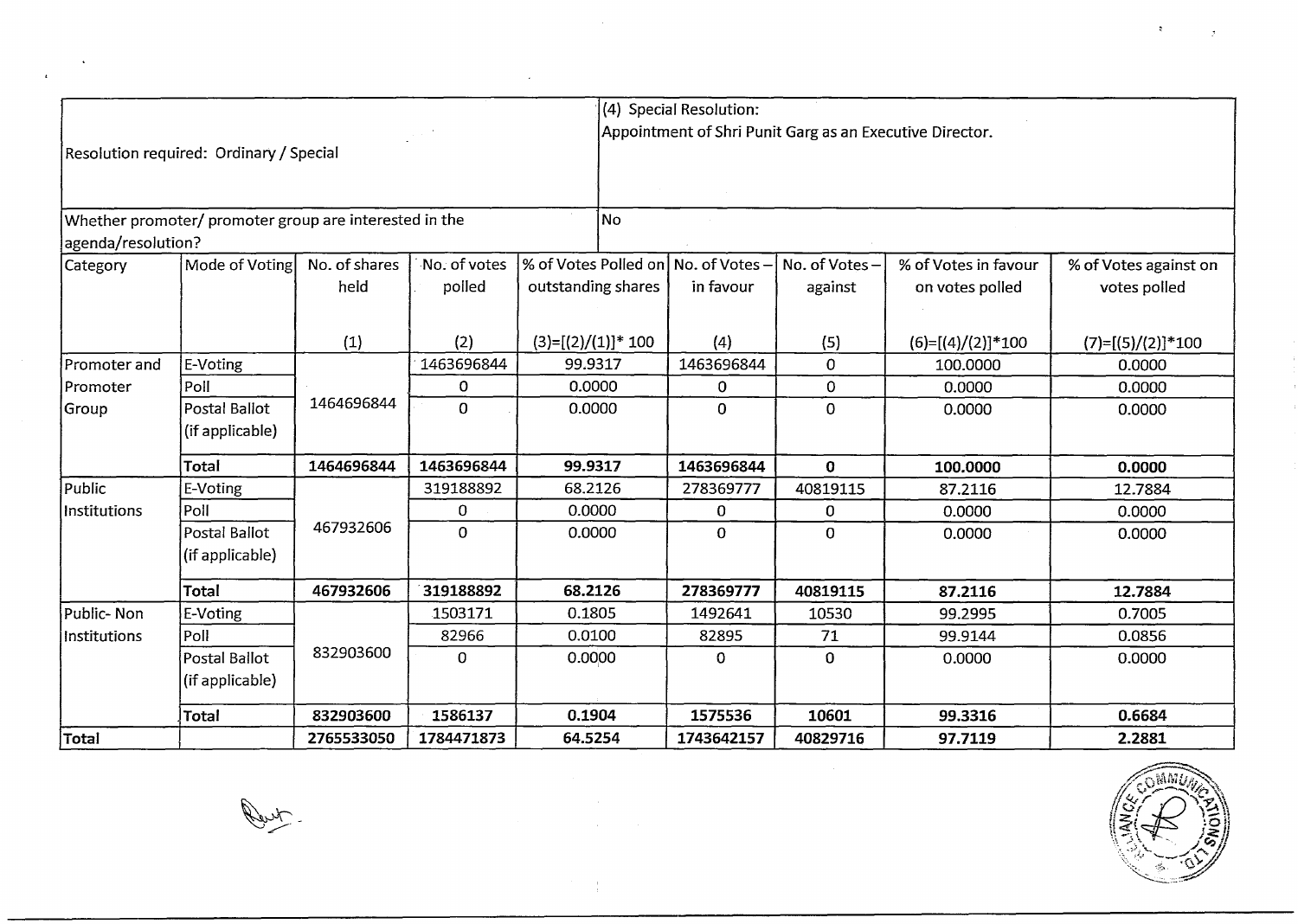| Resolution required: Ordinary / Special | | | | (4) Special Resolution: Appointment of Shri Punit Garg as an Executive Director. | | | | |
|---|---|---|---|---|---|---|---|---|
| Whether promoter/ promoter group are interested in the agenda/resolution? | | | | No | | | | |
| Category | Mode of Voting | No. of shares held (1) | No. of votes polled (2) | % of Votes Polled on outstanding shares (3)=[(2)/(1)]* 100 | No. of Votes – in favour (4) | No. of Votes – against (5) | % of Votes in favour on votes polled (6)=[(4)/(2)]*100 | % of Votes against on votes polled (7)=[(5)/(2)]*100 |
| Promoter and Promoter Group | E-Voting | 1464696844 | 1463696844 | 99.9317 | 1463696844 | 0 | 100.0000 | 0.0000 |
| | Poll | | 0 | 0.0000 | 0 | 0 | 0.0000 | 0.0000 |
| | Postal Ballot (if applicable) | | 0 | 0.0000 | 0 | 0 | 0.0000 | 0.0000 |
| | **Total** | **1464696844** | **1463696844** | **99.9317** | **1463696844** | **0** | **100.0000** | **0.0000** |
| Public Institutions | E-Voting | 467932606 | 319188892 | 68.2126 | 278369777 | 40819115 | 87.2116 | 12.7884 |
| | Poll | | 0 | 0.0000 | 0 | 0 | 0.0000 | 0.0000 |
| | Postal Ballot (if applicable) | | 0 | 0.0000 | 0 | 0 | 0.0000 | 0.0000 |
| | **Total** | **467932606** | **319188892** | **68.2126** | **278369777** | **40819115** | **87.2116** | **12.7884** |
| Public- Non Institutions | E-Voting | 832903600 | 1503171 | 0.1805 | 1492641 | 10530 | 99.2995 | 0.7005 |
| | Poll | | 82966 | 0.0100 | 82895 | 71 | 99.9144 | 0.0856 |
| | Postal Ballot (if applicable) | | 0 | 0.0000 | 0 | 0 | 0.0000 | 0.0000 |
| | **Total** | **832903600** | **1586137** | **0.1904** | **1575536** | **10601** | **99.3316** | **0.6684** |
| **Total** | | **2765533050** | **1784471873** | **64.5254** | **1743642157** | **40829716** | **97.7119** | **2.2881** |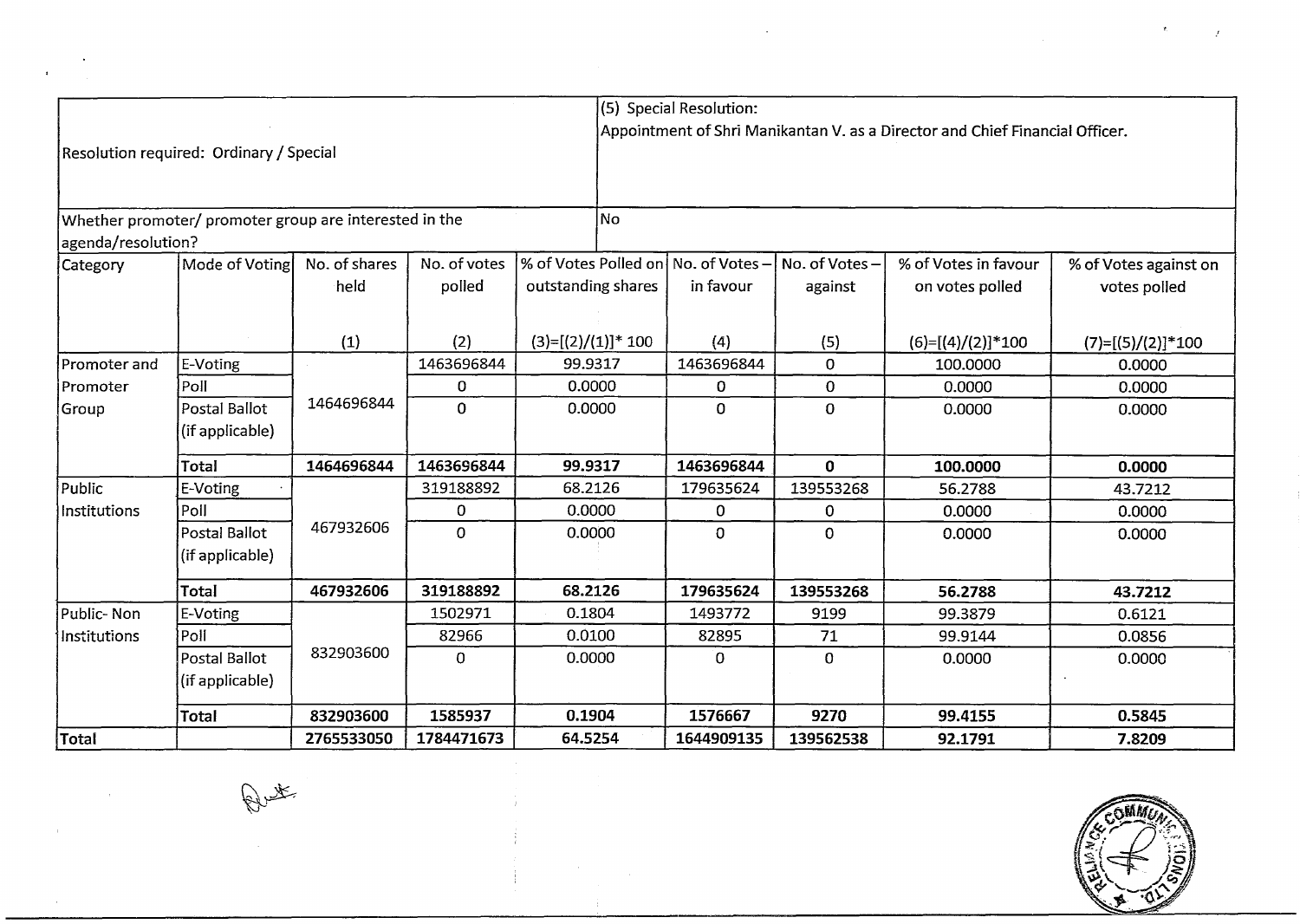| Resolution required: Ordinary / Special | | | | (5) Special Resolution: Appointment of Shri Manikantan V. as a Director and Chief Financial Officer. | | | | |
|---|---|---|---|---|---|---|---|---|
| Whether promoter/ promoter group are interested in the agenda/resolution? | | | | No | | | | |
| Category | Mode of Voting | No. of shares held (1) | No. of votes polled (2) | % of Votes Polled on outstanding shares (3)=[(2)/(1)]* 100 | No. of Votes – in favour (4) | No. of Votes – against (5) | % of Votes in favour on votes polled (6)=[(4)/(2)]*100 | % of Votes against on votes polled (7)=[(5)/(2)]*100 |
| Promoter and Promoter Group | E-Voting | 1464696844 | 1463696844 | 99.9317 | 1463696844 | 0 | 100.0000 | 0.0000 |
| | Poll | | 0 | 0.0000 | 0 | 0 | 0.0000 | 0.0000 |
| | Postal Ballot (if applicable) | | 0 | 0.0000 | 0 | 0 | 0.0000 | 0.0000 |
| | **Total** | **1464696844** | **1463696844** | **99.9317** | **1463696844** | **0** | **100.0000** | **0.0000** |
| Public Institutions | E-Voting | 467932606 | 319188892 | 68.2126 | 179635624 | 139553268 | 56.2788 | 43.7212 |
| | Poll | | 0 | 0.0000 | 0 | 0 | 0.0000 | 0.0000 |
| | Postal Ballot (if applicable) | | 0 | 0.0000 | 0 | 0 | 0.0000 | 0.0000 |
| | **Total** | **467932606** | **319188892** | **68.2126** | **179635624** | **139553268** | **56.2788** | **43.7212** |
| Public- Non Institutions | E-Voting | 832903600 | 1502971 | 0.1804 | 1493772 | 9199 | 99.3879 | 0.6121 |
| | Poll | | 82966 | 0.0100 | 82895 | 71 | 99.9144 | 0.0856 |
| | Postal Ballot (if applicable) | | 0 | 0.0000 | 0 | 0 | 0.0000 | 0.0000 |
| | **Total** | **832903600** | **1585937** | **0.1904** | **1576667** | **9270** | **99.4155** | **0.5845** |
| **Total** | | **2765533050** | **1784471673** | **64.5254** | **1644909135** | **139562538** | **92.1791** | **7.8209** |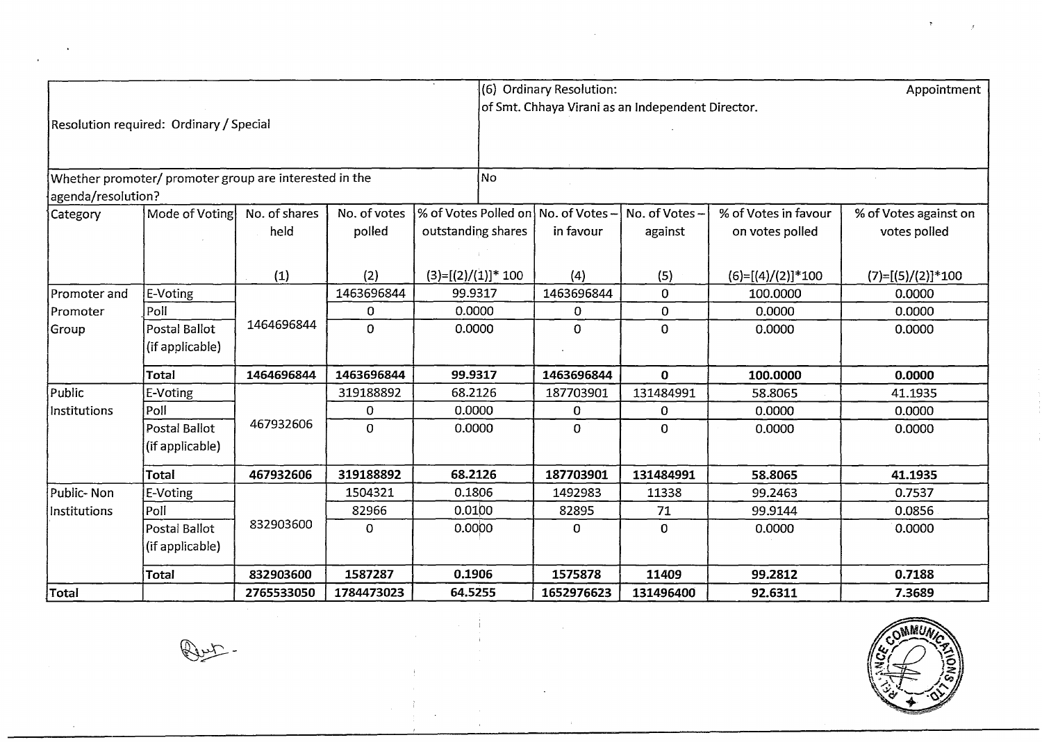| Resolution required: Ordinary / Special | | | | (6) Ordinary Resolution: Appointment of Smt. Chhaya Virani as an Independent Director. | | | | |
|---|---|---|---|---|---|---|---|---|
| Whether promoter/ promoter group are interested in the agenda/resolution? | | | | No | | | | |
| Category | Mode of Voting | No. of shares held<br>(1) | No. of votes polled<br>(2) | % of Votes Polled on outstanding shares<br>(3)=[(2)/(1)]* 100 | No. of Votes – in favour<br>(4) | No. of Votes – against<br>(5) | % of Votes in favour on votes polled<br>(6)=[(4)/(2)]*100 | % of Votes against on votes polled<br>(7)=[(5)/(2)]*100 |
| Promoter and Promoter Group | E-Voting | 1464696844 | 1463696844 | 99.9317 | 1463696844 | 0 | 100.0000 | 0.0000 |
| | Poll | | 0 | 0.0000 | 0 | 0 | 0.0000 | 0.0000 |
| | Postal Ballot (if applicable) | | 0 | 0.0000 | 0 | 0 | 0.0000 | 0.0000 |
| | **Total** | **1464696844** | **1463696844** | **99.9317** | **1463696844** | **0** | **100.0000** | **0.0000** |
| Public Institutions | E-Voting | 467932606 | 319188892 | 68.2126 | 187703901 | 131484991 | 58.8065 | 41.1935 |
| | Poll | | 0 | 0.0000 | 0 | 0 | 0.0000 | 0.0000 |
| | Postal Ballot (if applicable) | | 0 | 0.0000 | 0 | 0 | 0.0000 | 0.0000 |
| | **Total** | **467932606** | **319188892** | **68.2126** | **187703901** | **131484991** | **58.8065** | **41.1935** |
| Public- Non Institutions | E-Voting | 832903600 | 1504321 | 0.1806 | 1492983 | 11338 | 99.2463 | 0.7537 |
| | Poll | | 82966 | 0.0100 | 82895 | 71 | 99.9144 | 0.0856 |
| | Postal Ballot (if applicable) | | 0 | 0.0000 | 0 | 0 | 0.0000 | 0.0000 |
| | **Total** | **832903600** | **1587287** | **0.1906** | **1575878** | **11409** | **99.2812** | **0.7188** |
| **Total** | | **2765533050** | **1784473023** | **64.5255** | **1652976623** | **131496400** | **92.6311** | **7.3689** |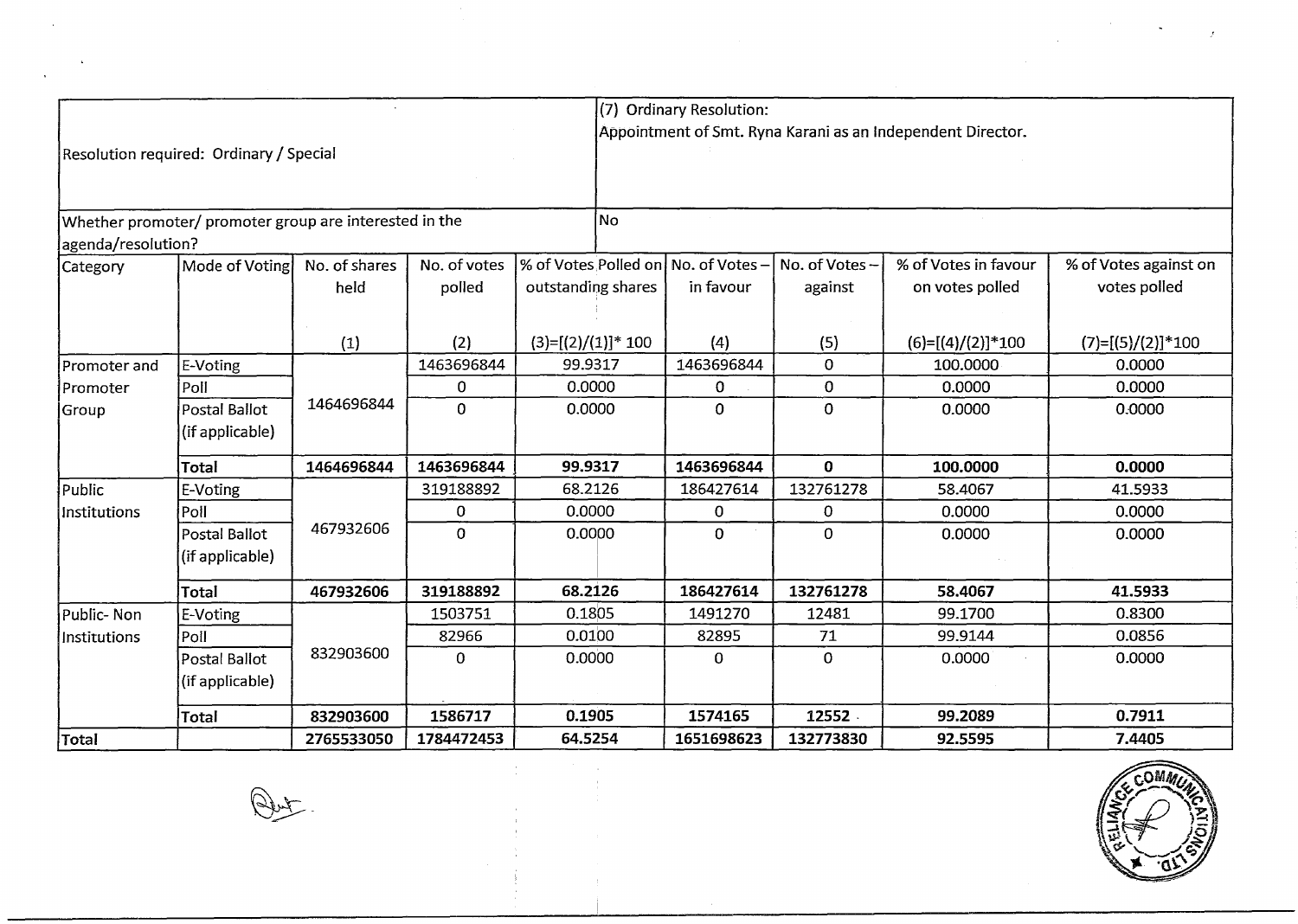| Resolution required: Ordinary / Special | | | | (7) Ordinary Resolution: Appointment of Smt. Ryna Karani as an Independent Director. | | | | |
|---|---|---|---|---|---|---|---|---|
| Whether promoter/ promoter group are interested in the agenda/resolution? | | | | No | | | | |
| Category | Mode of Voting | No. of shares held (1) | No. of votes polled (2) | % of Votes Polled on outstanding shares (3)=[(2)/(1)]* 100 | No. of Votes – in favour (4) | No. of Votes – against (5) | % of Votes in favour on votes polled (6)=[(4)/(2)]*100 | % of Votes against on votes polled (7)=[(5)/(2)]*100 |
| Promoter and Promoter Group | E-Voting | 1464696844 | 1463696844 | 99.9317 | 1463696844 | 0 | 100.0000 | 0.0000 |
| | Poll | | 0 | 0.0000 | 0 | 0 | 0.0000 | 0.0000 |
| | Postal Ballot (if applicable) | | 0 | 0.0000 | 0 | 0 | 0.0000 | 0.0000 |
| | **Total** | **1464696844** | **1463696844** | **99.9317** | **1463696844** | **0** | **100.0000** | **0.0000** |
| Public Institutions | E-Voting | 467932606 | 319188892 | 68.2126 | 186427614 | 132761278 | 58.4067 | 41.5933 |
| | Poll | | 0 | 0.0000 | 0 | 0 | 0.0000 | 0.0000 |
| | Postal Ballot (if applicable) | | 0 | 0.0000 | 0 | 0 | 0.0000 | 0.0000 |
| | **Total** | **467932606** | **319188892** | **68.2126** | **186427614** | **132761278** | **58.4067** | **41.5933** |
| Public- Non Institutions | E-Voting | 832903600 | 1503751 | 0.1805 | 1491270 | 12481 | 99.1700 | 0.8300 |
| | Poll | | 82966 | 0.0100 | 82895 | 71 | 99.9144 | 0.0856 |
| | Postal Ballot (if applicable) | | 0 | 0.0000 | 0 | 0 | 0.0000 | 0.0000 |
| | **Total** | **832903600** | **1586717** | **0.1905** | **1574165** | **12552** | **99.2089** | **0.7911** |
| **Total** | | **2765533050** | **1784472453** | **64.5254** | **1651698623** | **132773830** | **92.5595** | **7.4405** |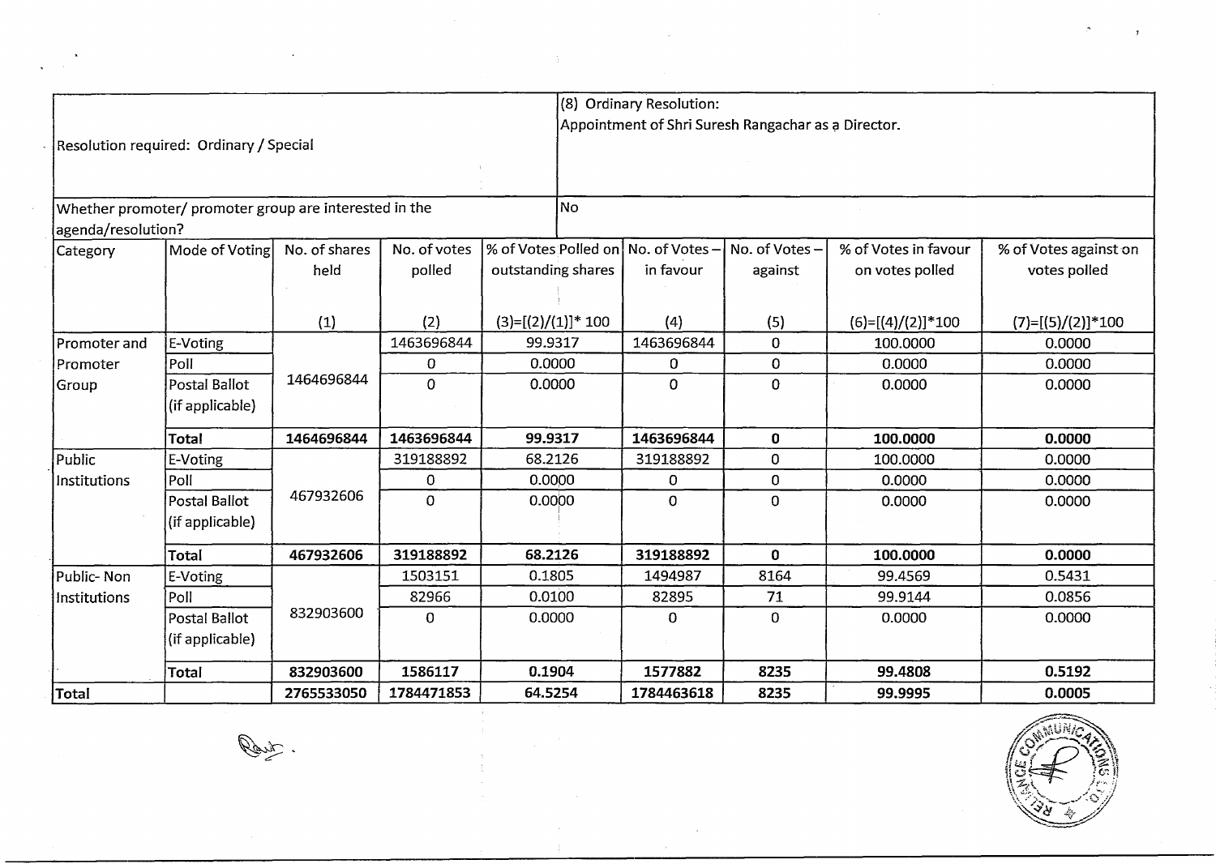| Resolution required: Ordinary / Special | | | | (8) Ordinary Resolution: Appointment of Shri Suresh Rangachar as a Director. | | | | |
|---|---|---|---|---|---|---|---|---|
| Whether promoter/ promoter group are interested in the agenda/resolution? | | | | No | | | | |
| Category | Mode of Voting | No. of shares held (1) | No. of votes polled (2) | % of Votes Polled on outstanding shares (3)=[(2)/(1)]* 100 | No. of Votes – in favour (4) | No. of Votes – against (5) | % of Votes in favour on votes polled (6)=[(4)/(2)]*100 | % of Votes against on votes polled (7)=[(5)/(2)]*100 |
| Promoter and Promoter Group | E-Voting | 1464696844 | 1463696844 | 99.9317 | 1463696844 | 0 | 100.0000 | 0.0000 |
| | Poll | | 0 | 0.0000 | 0 | 0 | 0.0000 | 0.0000 |
| | Postal Ballot (if applicable) | | 0 | 0.0000 | 0 | 0 | 0.0000 | 0.0000 |
| | **Total** | **1464696844** | **1463696844** | **99.9317** | **1463696844** | **0** | **100.0000** | **0.0000** |
| Public Institutions | E-Voting | 467932606 | 319188892 | 68.2126 | 319188892 | 0 | 100.0000 | 0.0000 |
| | Poll | | 0 | 0.0000 | 0 | 0 | 0.0000 | 0.0000 |
| | Postal Ballot (if applicable) | | 0 | 0.0000 | 0 | 0 | 0.0000 | 0.0000 |
| | **Total** | **467932606** | **319188892** | **68.2126** | **319188892** | **0** | **100.0000** | **0.0000** |
| Public- Non Institutions | E-Voting | 832903600 | 1503151 | 0.1805 | 1494987 | 8164 | 99.4569 | 0.5431 |
| | Poll | | 82966 | 0.0100 | 82895 | 71 | 99.9144 | 0.0856 |
| | Postal Ballot (if applicable) | | 0 | 0.0000 | 0 | 0 | 0.0000 | 0.0000 |
| | **Total** | **832903600** | **1586117** | **0.1904** | **1577882** | **8235** | **99.4808** | **0.5192** |
| **Total** | | **2765533050** | **1784471853** | **64.5254** | **1784463618** | **8235** | **99.9995** | **0.0005** |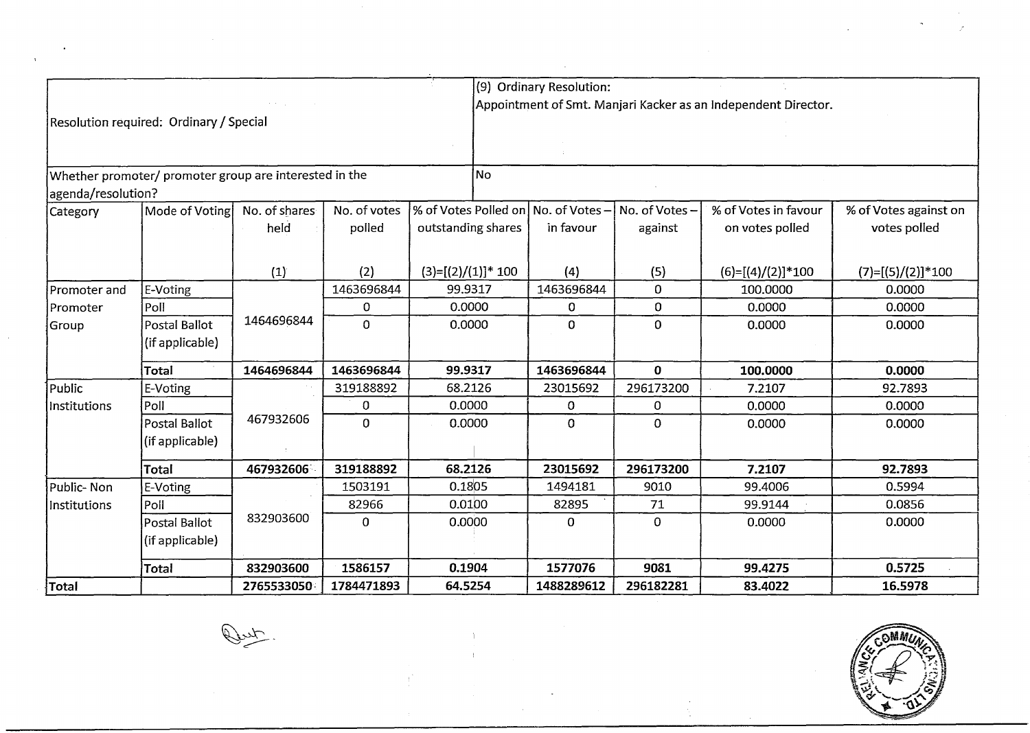| Resolution required: Ordinary / Special | | | | (9) Ordinary Resolution: Appointment of Smt. Manjari Kacker as an Independent Director. | | | | |
|---|---|---|---|---|---|---|---|---|
| Whether promoter/ promoter group are interested in the agenda/resolution? | | | | No | | | | |
| Category | Mode of Voting | No. of shares held (1) | No. of votes polled (2) | % of Votes Polled on outstanding shares (3)=[(2)/(1)]* 100 | No. of Votes – in favour (4) | No. of Votes – against (5) | % of Votes in favour on votes polled (6)=[(4)/(2)]*100 | % of Votes against on votes polled (7)=[(5)/(2)]*100 |
| Promoter and Promoter Group | E-Voting | 1464696844 | 1463696844 | 99.9317 | 1463696844 | 0 | 100.0000 | 0.0000 |
| | Poll | | 0 | 0.0000 | 0 | 0 | 0.0000 | 0.0000 |
| | Postal Ballot (if applicable) | | 0 | 0.0000 | 0 | 0 | 0.0000 | 0.0000 |
| | **Total** | **1464696844** | **1463696844** | **99.9317** | **1463696844** | **0** | **100.0000** | **0.0000** |
| Public Institutions | E-Voting | 467932606 | 319188892 | 68.2126 | 23015692 | 296173200 | 7.2107 | 92.7893 |
| | Poll | | 0 | 0.0000 | 0 | 0 | 0.0000 | 0.0000 |
| | Postal Ballot (if applicable) | | 0 | 0.0000 | 0 | 0 | 0.0000 | 0.0000 |
| | **Total** | **467932606** | **319188892** | **68.2126** | **23015692** | **296173200** | **7.2107** | **92.7893** |
| Public- Non Institutions | E-Voting | 832903600 | 1503191 | 0.1805 | 1494181 | 9010 | 99.4006 | 0.5994 |
| | Poll | | 82966 | 0.0100 | 82895 | 71 | 99.9144 | 0.0856 |
| | Postal Ballot (if applicable) | | 0 | 0.0000 | 0 | 0 | 0.0000 | 0.0000 |
| | **Total** | **832903600** | **1586157** | **0.1904** | **1577076** | **9081** | **99.4275** | **0.5725** |
| **Total** | | **2765533050** | **1784471893** | **64.5254** | **1488289612** | **296182281** | **83.4022** | **16.5978** |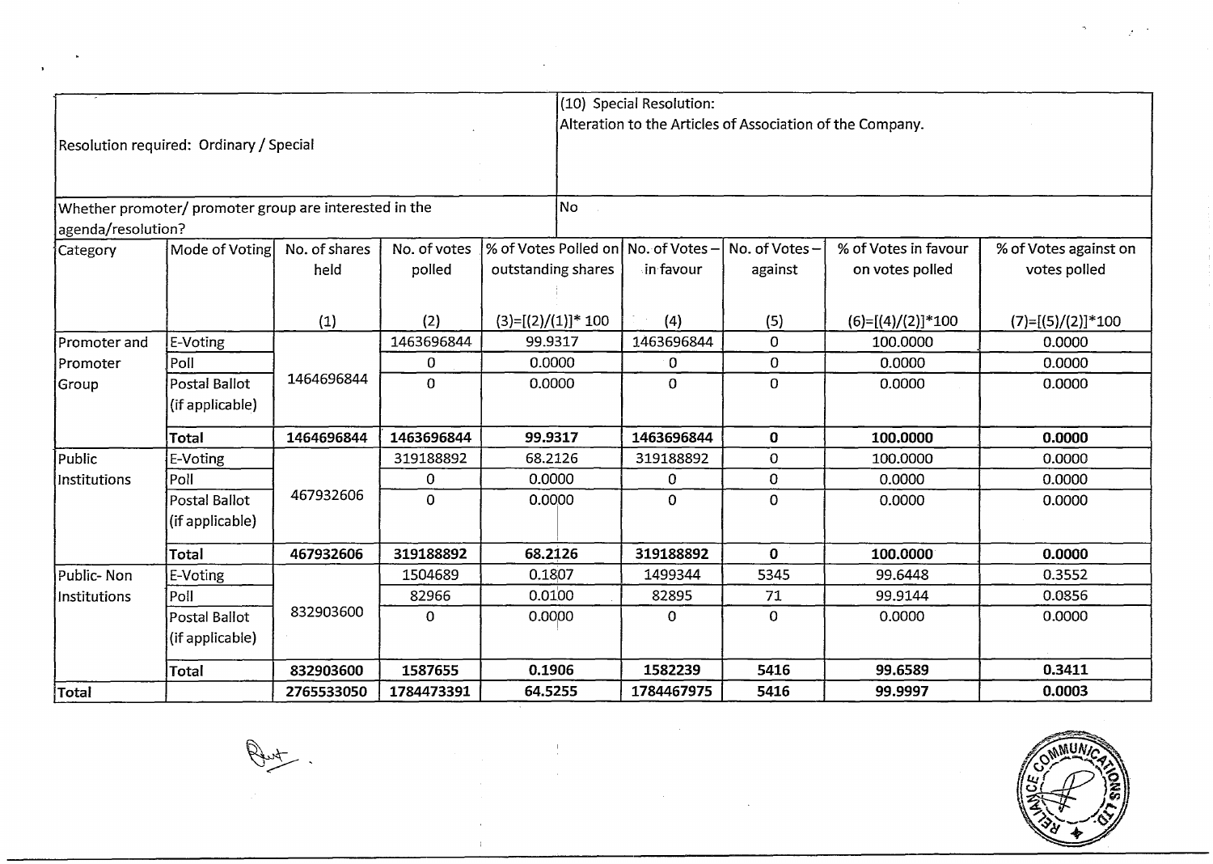| Resolution required: Ordinary / Special | | | | (10) Special Resolution: Alteration to the Articles of Association of the Company. | | | | |
|---|---|---|---|---|---|---|---|---|
| Whether promoter/ promoter group are interested in the agenda/resolution? | | | | No | | | | |
| Category | Mode of Voting | No. of shares held (1) | No. of votes polled (2) | % of Votes Polled on outstanding shares (3)=[(2)/(1)]* 100 | No. of Votes – in favour (4) | No. of Votes – against (5) | % of Votes in favour on votes polled (6)=[(4)/(2)]*100 | % of Votes against on votes polled (7)=[(5)/(2)]*100 |
| Promoter and Promoter Group | E-Voting | 1464696844 | 1463696844 | 99.9317 | 1463696844 | 0 | 100.0000 | 0.0000 |
| | Poll | | 0 | 0.0000 | 0 | 0 | 0.0000 | 0.0000 |
| | Postal Ballot (if applicable) | | 0 | 0.0000 | 0 | 0 | 0.0000 | 0.0000 |
| | **Total** | **1464696844** | **1463696844** | **99.9317** | **1463696844** | **0** | **100.0000** | **0.0000** |
| Public Institutions | E-Voting | 467932606 | 319188892 | 68.2126 | 319188892 | 0 | 100.0000 | 0.0000 |
| | Poll | | 0 | 0.0000 | 0 | 0 | 0.0000 | 0.0000 |
| | Postal Ballot (if applicable) | | 0 | 0.0000 | 0 | 0 | 0.0000 | 0.0000 |
| | **Total** | **467932606** | **319188892** | **68.2126** | **319188892** | **0** | **100.0000** | **0.0000** |
| Public- Non Institutions | E-Voting | 832903600 | 1504689 | 0.1807 | 1499344 | 5345 | 99.6448 | 0.3552 |
| | Poll | | 82966 | 0.0100 | 82895 | 71 | 99.9144 | 0.0856 |
| | Postal Ballot (if applicable) | | 0 | 0.0000 | 0 | 0 | 0.0000 | 0.0000 |
| | **Total** | **832903600** | **1587655** | **0.1906** | **1582239** | **5416** | **99.6589** | **0.3411** |
| **Total** | | **2765533050** | **1784473391** | **64.5255** | **1784467975** | **5416** | **99.9997** | **0.0003** |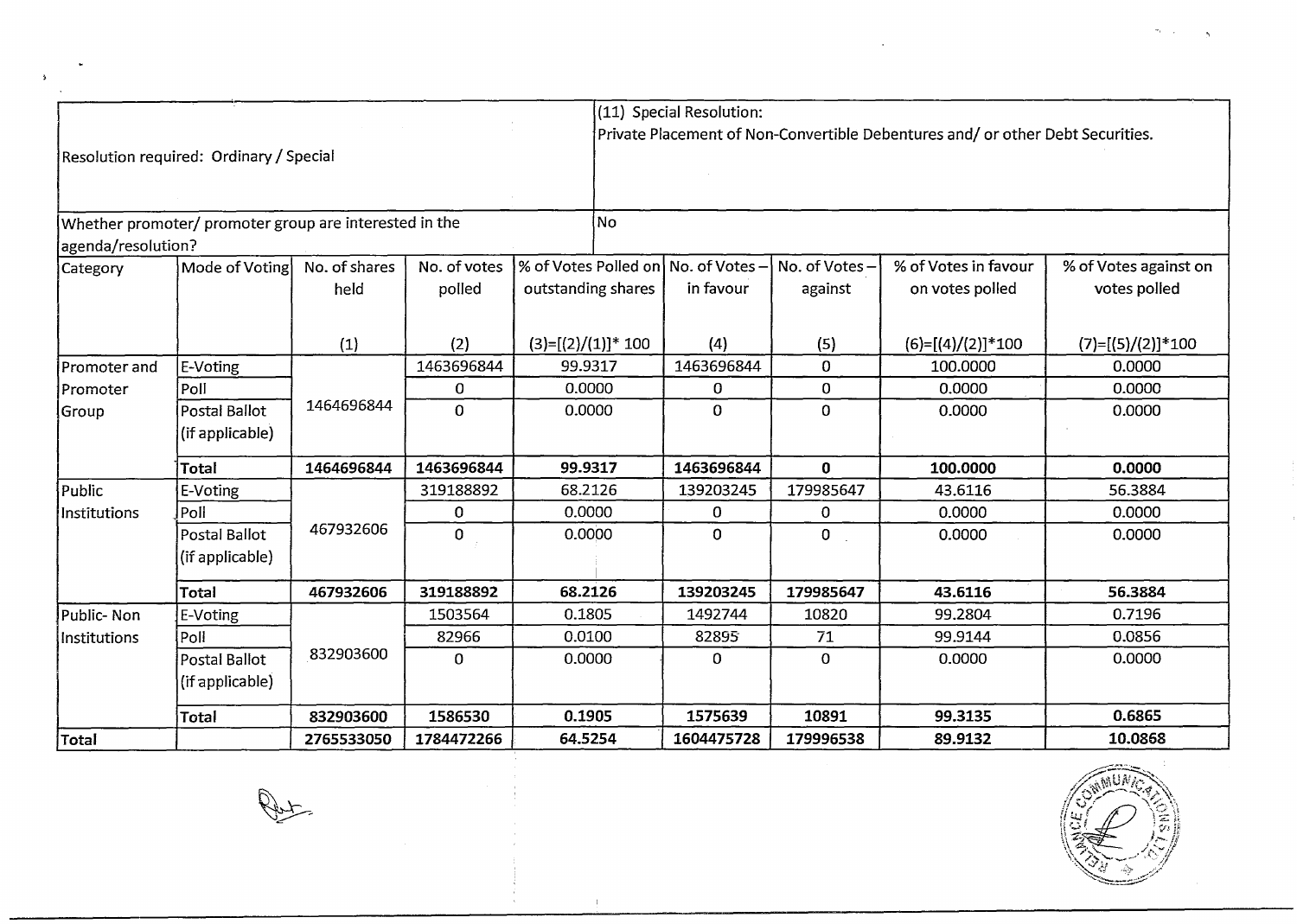| Resolution required: Ordinary / Special | | | | (11) Special Resolution: Private Placement of Non-Convertible Debentures and/ or other Debt Securities. | | | | |
|---|---|---|---|---|---|---|---|---|
| Whether promoter/ promoter group are interested in the agenda/resolution? | | | | No | | | | |
| Category | Mode of Voting | No. of shares held<br>(1) | No. of votes polled<br>(2) | % of Votes Polled on outstanding shares<br>(3)=[(2)/(1)]* 100 | No. of Votes – in favour<br>(4) | No. of Votes – against<br>(5) | % of Votes in favour on votes polled<br>(6)=[(4)/(2)]*100 | % of Votes against on votes polled<br>(7)=[(5)/(2)]*100 |
| Promoter and Promoter Group | E-Voting | 1464696844 | 1463696844 | 99.9317 | 1463696844 | 0 | 100.0000 | 0.0000 |
| | Poll | | 0 | 0.0000 | 0 | 0 | 0.0000 | 0.0000 |
| | Postal Ballot (if applicable) | | 0 | 0.0000 | 0 | 0 | 0.0000 | 0.0000 |
| | **Total** | **1464696844** | **1463696844** | **99.9317** | **1463696844** | **0** | **100.0000** | **0.0000** |
| Public Institutions | E-Voting | 467932606 | 319188892 | 68.2126 | 139203245 | 179985647 | 43.6116 | 56.3884 |
| | Poll | | 0 | 0.0000 | 0 | 0 | 0.0000 | 0.0000 |
| | Postal Ballot (if applicable) | | 0 | 0.0000 | 0 | 0 | 0.0000 | 0.0000 |
| | **Total** | **467932606** | **319188892** | **68.2126** | **139203245** | **179985647** | **43.6116** | **56.3884** |
| Public- Non Institutions | E-Voting | 832903600 | 1503564 | 0.1805 | 1492744 | 10820 | 99.2804 | 0.7196 |
| | Poll | | 82966 | 0.0100 | 82895 | 71 | 99.9144 | 0.0856 |
| | Postal Ballot (if applicable) | | 0 | 0.0000 | 0 | 0 | 0.0000 | 0.0000 |
| | **Total** | **832903600** | **1586530** | **0.1905** | **1575639** | **10891** | **99.3135** | **0.6865** |
| **Total** | | **2765533050** | **1784472266** | **64.5254** | **1604475728** | **179996538** | **89.9132** | **10.0868** |